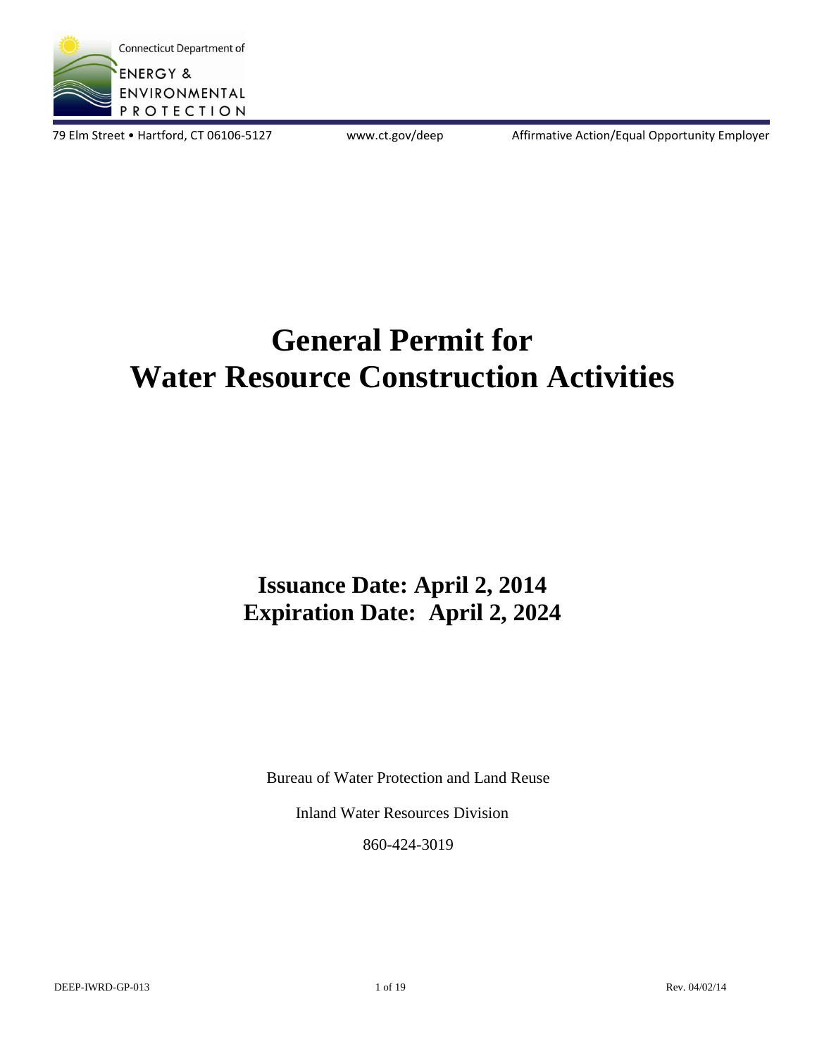Connecticut Department of

ENERGY & ENVIRONMENTAL PROTECTION

79 Elm Street • Hartford, CT 06106-5127 www.ct.gov/deep Affirmative Action/Equal Opportunity Employer

# General Permit for Water Resource Construction Activities

## Issuance Date: April 2, 2014
## Expiration Date: April 2, 2024

Bureau of Water Protection and Land Reuse

Inland Water Resources Division

860-424-3019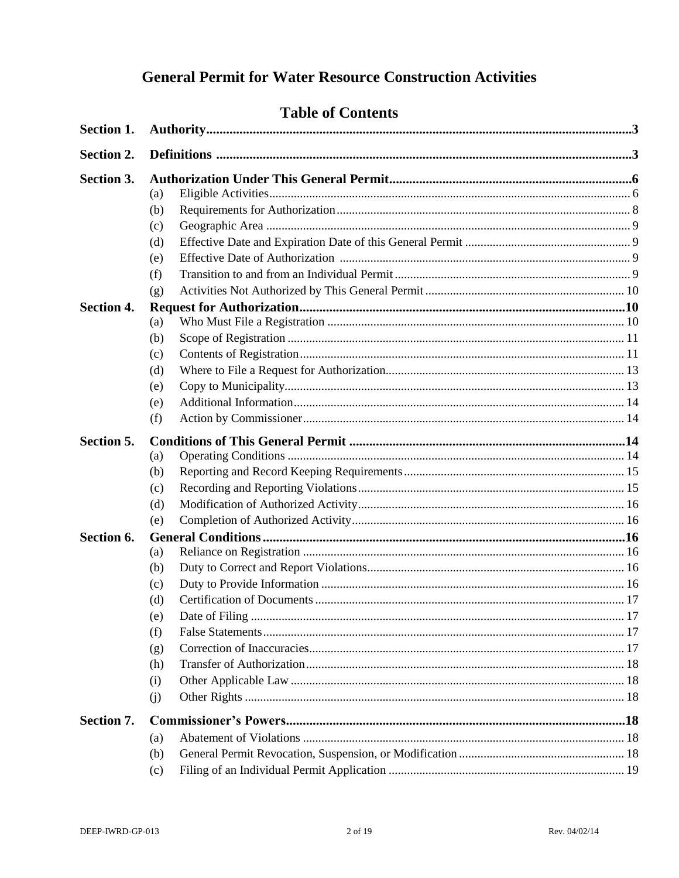# General Permit for Water Resource Construction Activities

## Table of Contents

**Section 1. Authority** ..... **3**

**Section 2. Definitions** ..... **3**

**Section 3. Authorization Under This General Permit** ..... **6**

- (a) Eligible Activities ..... 6
- (b) Requirements for Authorization ..... 8
- (c) Geographic Area ..... 9
- (d) Effective Date and Expiration Date of this General Permit ..... 9
- (e) Effective Date of Authorization ..... 9
- (f) Transition to and from an Individual Permit ..... 9
- (g) Activities Not Authorized by This General Permit ..... 10

**Section 4. Request for Authorization** ..... **10**

- (a) Who Must File a Registration ..... 10
- (b) Scope of Registration ..... 11
- (c) Contents of Registration ..... 11
- (d) Where to File a Request for Authorization ..... 13
- (e) Copy to Municipality ..... 13
- (e) Additional Information ..... 14
- (f) Action by Commissioner ..... 14

**Section 5. Conditions of This General Permit** ..... **14**

- (a) Operating Conditions ..... 14
- (b) Reporting and Record Keeping Requirements ..... 15
- (c) Recording and Reporting Violations ..... 15
- (d) Modification of Authorized Activity ..... 16
- (e) Completion of Authorized Activity ..... 16

**Section 6. General Conditions** ..... **16**

- (a) Reliance on Registration ..... 16
- (b) Duty to Correct and Report Violations ..... 16
- (c) Duty to Provide Information ..... 16
- (d) Certification of Documents ..... 17
- (e) Date of Filing ..... 17
- (f) False Statements ..... 17
- (g) Correction of Inaccuracies ..... 17
- (h) Transfer of Authorization ..... 18
- (i) Other Applicable Law ..... 18
- (j) Other Rights ..... 18

**Section 7. Commissioner's Powers** ..... **18**

- (a) Abatement of Violations ..... 18
- (b) General Permit Revocation, Suspension, or Modification ..... 18
- (c) Filing of an Individual Permit Application ..... 19

DEEP-IWRD-GP-013 Rev. 04/02/14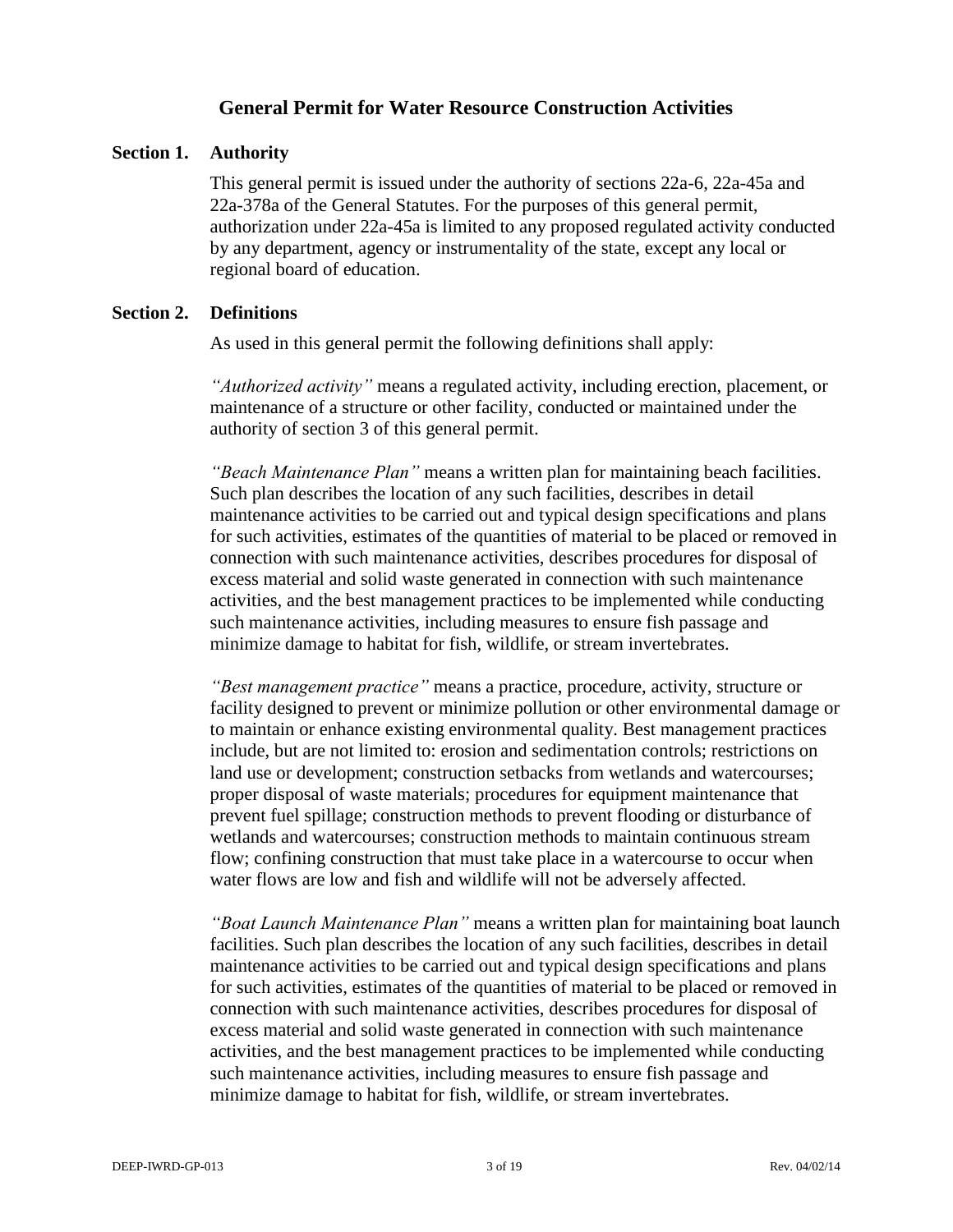# General Permit for Water Resource Construction Activities

## Section 1. Authority

This general permit is issued under the authority of sections 22a-6, 22a-45a and 22a-378a of the General Statutes. For the purposes of this general permit, authorization under 22a-45a is limited to any proposed regulated activity conducted by any department, agency or instrumentality of the state, except any local or regional board of education.

## Section 2. Definitions

As used in this general permit the following definitions shall apply:

*"Authorized activity"* means a regulated activity, including erection, placement, or maintenance of a structure or other facility, conducted or maintained under the authority of section 3 of this general permit.

*"Beach Maintenance Plan"* means a written plan for maintaining beach facilities. Such plan describes the location of any such facilities, describes in detail maintenance activities to be carried out and typical design specifications and plans for such activities, estimates of the quantities of material to be placed or removed in connection with such maintenance activities, describes procedures for disposal of excess material and solid waste generated in connection with such maintenance activities, and the best management practices to be implemented while conducting such maintenance activities, including measures to ensure fish passage and minimize damage to habitat for fish, wildlife, or stream invertebrates.

*"Best management practice"* means a practice, procedure, activity, structure or facility designed to prevent or minimize pollution or other environmental damage or to maintain or enhance existing environmental quality. Best management practices include, but are not limited to: erosion and sedimentation controls; restrictions on land use or development; construction setbacks from wetlands and watercourses; proper disposal of waste materials; procedures for equipment maintenance that prevent fuel spillage; construction methods to prevent flooding or disturbance of wetlands and watercourses; construction methods to maintain continuous stream flow; confining construction that must take place in a watercourse to occur when water flows are low and fish and wildlife will not be adversely affected.

*"Boat Launch Maintenance Plan"* means a written plan for maintaining boat launch facilities. Such plan describes the location of any such facilities, describes in detail maintenance activities to be carried out and typical design specifications and plans for such activities, estimates of the quantities of material to be placed or removed in connection with such maintenance activities, describes procedures for disposal of excess material and solid waste generated in connection with such maintenance activities, and the best management practices to be implemented while conducting such maintenance activities, including measures to ensure fish passage and minimize damage to habitat for fish, wildlife, or stream invertebrates.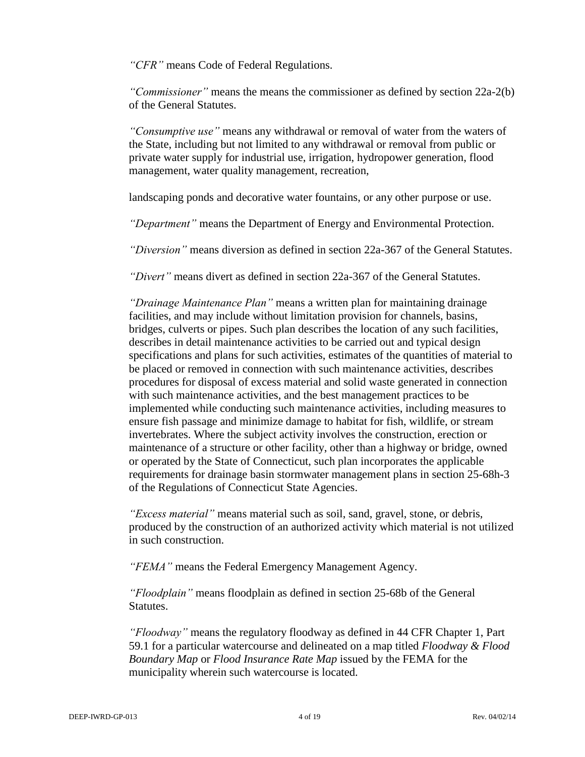*"CFR"* means Code of Federal Regulations.

*"Commissioner"* means the means the commissioner as defined by section 22a-2(b) of the General Statutes.

*"Consumptive use"* means any withdrawal or removal of water from the waters of the State, including but not limited to any withdrawal or removal from public or private water supply for industrial use, irrigation, hydropower generation, flood management, water quality management, recreation,

landscaping ponds and decorative water fountains, or any other purpose or use.

*"Department"* means the Department of Energy and Environmental Protection.

*"Diversion"* means diversion as defined in section 22a-367 of the General Statutes.

*"Divert"* means divert as defined in section 22a-367 of the General Statutes.

*"Drainage Maintenance Plan"* means a written plan for maintaining drainage facilities, and may include without limitation provision for channels, basins, bridges, culverts or pipes. Such plan describes the location of any such facilities, describes in detail maintenance activities to be carried out and typical design specifications and plans for such activities, estimates of the quantities of material to be placed or removed in connection with such maintenance activities, describes procedures for disposal of excess material and solid waste generated in connection with such maintenance activities, and the best management practices to be implemented while conducting such maintenance activities, including measures to ensure fish passage and minimize damage to habitat for fish, wildlife, or stream invertebrates. Where the subject activity involves the construction, erection or maintenance of a structure or other facility, other than a highway or bridge, owned or operated by the State of Connecticut, such plan incorporates the applicable requirements for drainage basin stormwater management plans in section 25-68h-3 of the Regulations of Connecticut State Agencies.

*"Excess material"* means material such as soil, sand, gravel, stone, or debris, produced by the construction of an authorized activity which material is not utilized in such construction.

*"FEMA"* means the Federal Emergency Management Agency.

*"Floodplain"* means floodplain as defined in section 25-68b of the General Statutes.

*"Floodway"* means the regulatory floodway as defined in 44 CFR Chapter 1, Part 59.1 for a particular watercourse and delineated on a map titled *Floodway & Flood Boundary Map* or *Flood Insurance Rate Map* issued by the FEMA for the municipality wherein such watercourse is located.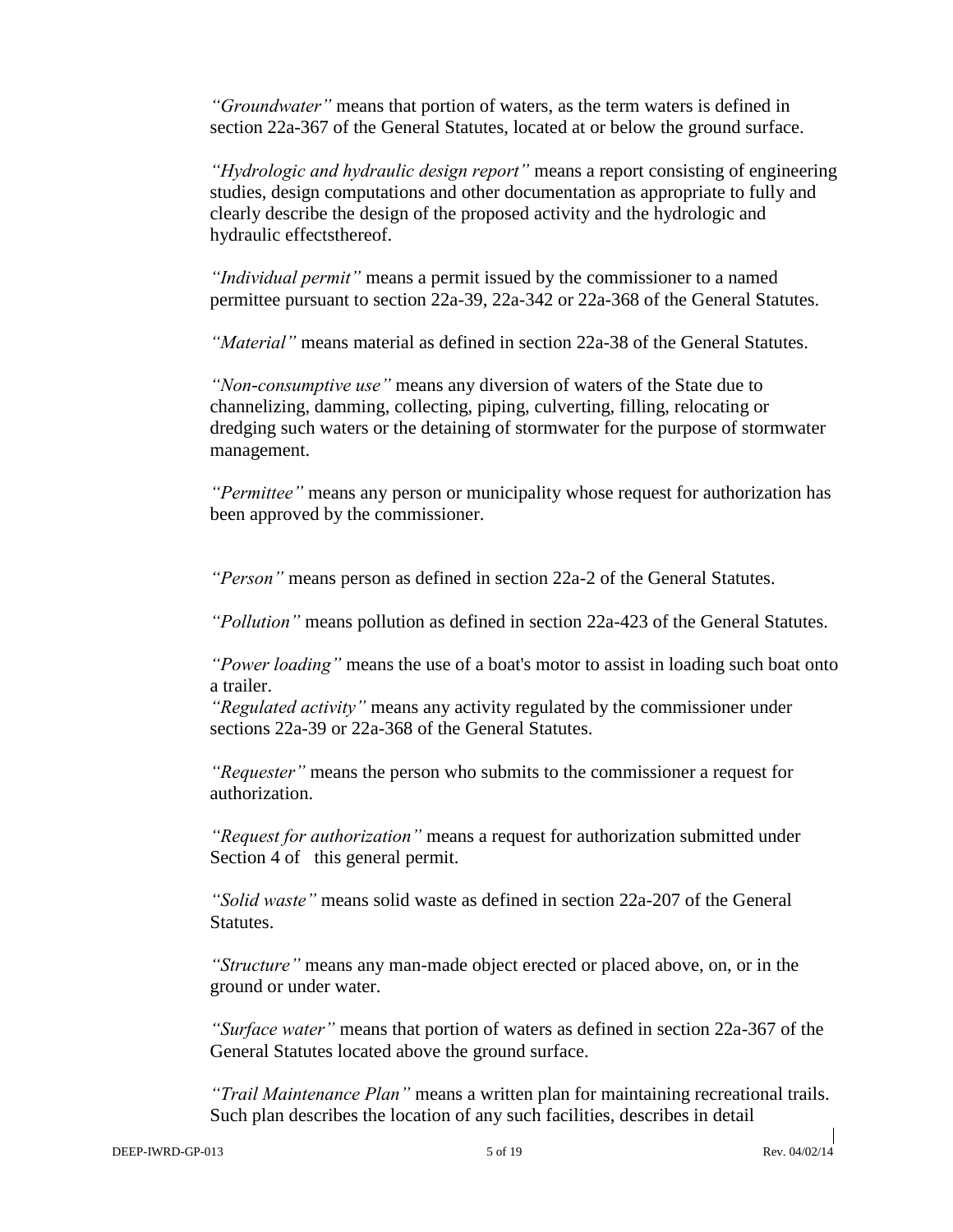*"Groundwater"* means that portion of waters, as the term waters is defined in section 22a-367 of the General Statutes, located at or below the ground surface.

*"Hydrologic and hydraulic design report"* means a report consisting of engineering studies, design computations and other documentation as appropriate to fully and clearly describe the design of the proposed activity and the hydrologic and hydraulic effectsthereof.

*"Individual permit"* means a permit issued by the commissioner to a named permittee pursuant to section 22a-39, 22a-342 or 22a-368 of the General Statutes.

*"Material"* means material as defined in section 22a-38 of the General Statutes.

*"Non-consumptive use"* means any diversion of waters of the State due to channelizing, damming, collecting, piping, culverting, filling, relocating or dredging such waters or the detaining of stormwater for the purpose of stormwater management.

*"Permittee"* means any person or municipality whose request for authorization has been approved by the commissioner.

*"Person"* means person as defined in section 22a-2 of the General Statutes.

*"Pollution"* means pollution as defined in section 22a-423 of the General Statutes.

*"Power loading"* means the use of a boat's motor to assist in loading such boat onto a trailer.

*"Regulated activity"* means any activity regulated by the commissioner under sections 22a-39 or 22a-368 of the General Statutes.

*"Requester"* means the person who submits to the commissioner a request for authorization.

*"Request for authorization"* means a request for authorization submitted under Section 4 of this general permit.

*"Solid waste"* means solid waste as defined in section 22a-207 of the General Statutes.

*"Structure"* means any man-made object erected or placed above, on, or in the ground or under water.

*"Surface water"* means that portion of waters as defined in section 22a-367 of the General Statutes located above the ground surface.

*"Trail Maintenance Plan"* means a written plan for maintaining recreational trails. Such plan describes the location of any such facilities, describes in detail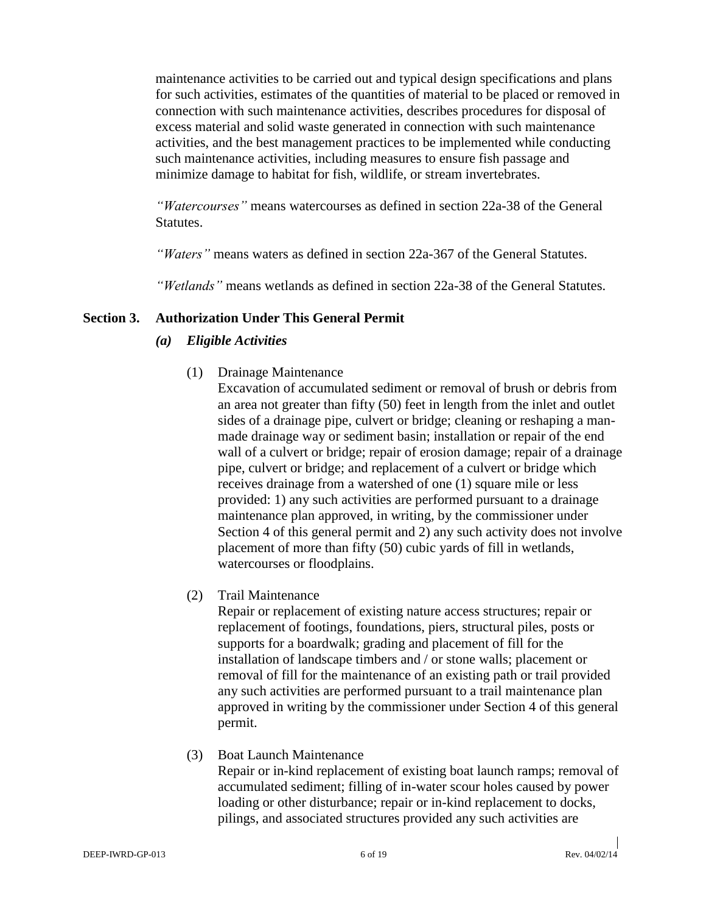maintenance activities to be carried out and typical design specifications and plans for such activities, estimates of the quantities of material to be placed or removed in connection with such maintenance activities, describes procedures for disposal of excess material and solid waste generated in connection with such maintenance activities, and the best management practices to be implemented while conducting such maintenance activities, including measures to ensure fish passage and minimize damage to habitat for fish, wildlife, or stream invertebrates.

*"Watercourses"* means watercourses as defined in section 22a-38 of the General Statutes.

*"Waters"* means waters as defined in section 22a-367 of the General Statutes.

*"Wetlands"* means wetlands as defined in section 22a-38 of the General Statutes.

## Section 3. Authorization Under This General Permit

### *(a) Eligible Activities*

(1) Drainage Maintenance
Excavation of accumulated sediment or removal of brush or debris from an area not greater than fifty (50) feet in length from the inlet and outlet sides of a drainage pipe, culvert or bridge; cleaning or reshaping a man-made drainage way or sediment basin; installation or repair of the end wall of a culvert or bridge; repair of erosion damage; repair of a drainage pipe, culvert or bridge; and replacement of a culvert or bridge which receives drainage from a watershed of one (1) square mile or less provided: 1) any such activities are performed pursuant to a drainage maintenance plan approved, in writing, by the commissioner under Section 4 of this general permit and 2) any such activity does not involve placement of more than fifty (50) cubic yards of fill in wetlands, watercourses or floodplains.

(2) Trail Maintenance
Repair or replacement of existing nature access structures; repair or replacement of footings, foundations, piers, structural piles, posts or supports for a boardwalk; grading and placement of fill for the installation of landscape timbers and / or stone walls; placement or removal of fill for the maintenance of an existing path or trail provided any such activities are performed pursuant to a trail maintenance plan approved in writing by the commissioner under Section 4 of this general permit.

(3) Boat Launch Maintenance
Repair or in-kind replacement of existing boat launch ramps; removal of accumulated sediment; filling of in-water scour holes caused by power loading or other disturbance; repair or in-kind replacement to docks, pilings, and associated structures provided any such activities are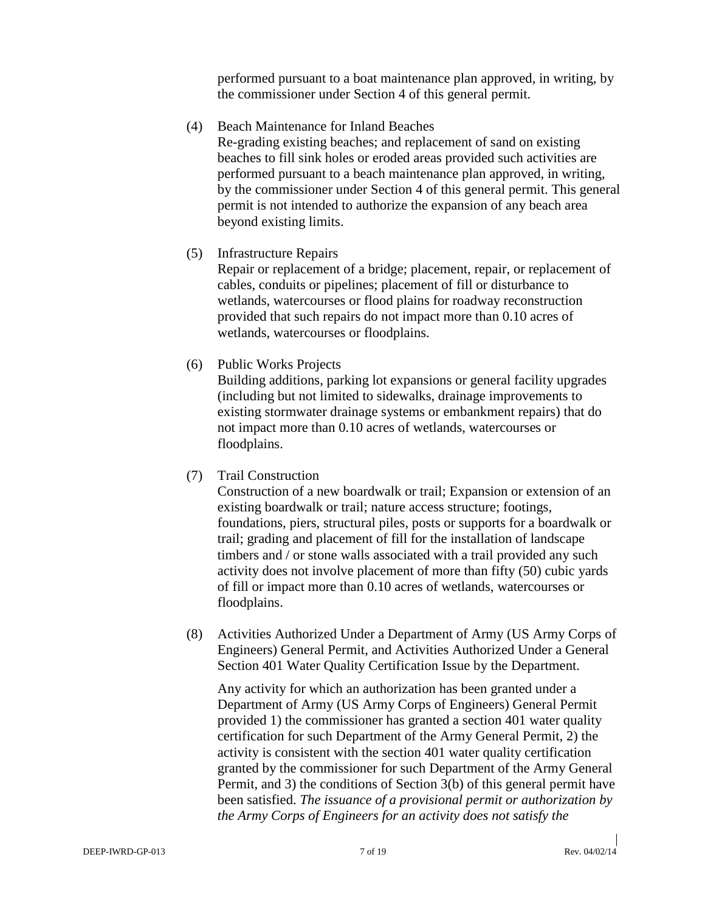performed pursuant to a boat maintenance plan approved, in writing, by the commissioner under Section 4 of this general permit.

(4) Beach Maintenance for Inland Beaches
Re-grading existing beaches; and replacement of sand on existing beaches to fill sink holes or eroded areas provided such activities are performed pursuant to a beach maintenance plan approved, in writing, by the commissioner under Section 4 of this general permit. This general permit is not intended to authorize the expansion of any beach area beyond existing limits.

(5) Infrastructure Repairs
Repair or replacement of a bridge; placement, repair, or replacement of cables, conduits or pipelines; placement of fill or disturbance to wetlands, watercourses or flood plains for roadway reconstruction provided that such repairs do not impact more than 0.10 acres of wetlands, watercourses or floodplains.

(6) Public Works Projects
Building additions, parking lot expansions or general facility upgrades (including but not limited to sidewalks, drainage improvements to existing stormwater drainage systems or embankment repairs) that do not impact more than 0.10 acres of wetlands, watercourses or floodplains.

(7) Trail Construction
Construction of a new boardwalk or trail; Expansion or extension of an existing boardwalk or trail; nature access structure; footings, foundations, piers, structural piles, posts or supports for a boardwalk or trail; grading and placement of fill for the installation of landscape timbers and / or stone walls associated with a trail provided any such activity does not involve placement of more than fifty (50) cubic yards of fill or impact more than 0.10 acres of wetlands, watercourses or floodplains.

(8) Activities Authorized Under a Department of Army (US Army Corps of Engineers) General Permit, and Activities Authorized Under a General Section 401 Water Quality Certification Issue by the Department.

Any activity for which an authorization has been granted under a Department of Army (US Army Corps of Engineers) General Permit provided 1) the commissioner has granted a section 401 water quality certification for such Department of the Army General Permit, 2) the activity is consistent with the section 401 water quality certification granted by the commissioner for such Department of the Army General Permit, and 3) the conditions of Section 3(b) of this general permit have been satisfied. *The issuance of a provisional permit or authorization by the Army Corps of Engineers for an activity does not satisfy the*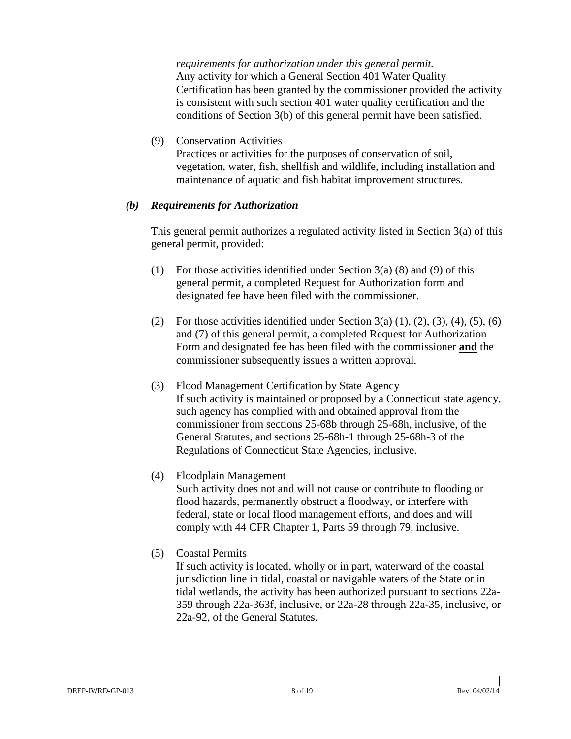*requirements for authorization under this general permit.*
Any activity for which a General Section 401 Water Quality Certification has been granted by the commissioner provided the activity is consistent with such section 401 water quality certification and the conditions of Section 3(b) of this general permit have been satisfied.

(9) Conservation Activities
Practices or activities for the purposes of conservation of soil, vegetation, water, fish, shellfish and wildlife, including installation and maintenance of aquatic and fish habitat improvement structures.

### *(b) Requirements for Authorization*

This general permit authorizes a regulated activity listed in Section 3(a) of this general permit, provided:

(1) For those activities identified under Section 3(a) (8) and (9) of this general permit, a completed Request for Authorization form and designated fee have been filed with the commissioner.

(2) For those activities identified under Section 3(a) (1), (2), (3), (4), (5), (6) and (7) of this general permit, a completed Request for Authorization Form and designated fee has been filed with the commissioner **and** the commissioner subsequently issues a written approval.

(3) Flood Management Certification by State Agency
If such activity is maintained or proposed by a Connecticut state agency, such agency has complied with and obtained approval from the commissioner from sections 25-68b through 25-68h, inclusive, of the General Statutes, and sections 25-68h-1 through 25-68h-3 of the Regulations of Connecticut State Agencies, inclusive.

(4) Floodplain Management
Such activity does not and will not cause or contribute to flooding or flood hazards, permanently obstruct a floodway, or interfere with federal, state or local flood management efforts, and does and will comply with 44 CFR Chapter 1, Parts 59 through 79, inclusive.

(5) Coastal Permits
If such activity is located, wholly or in part, waterward of the coastal jurisdiction line in tidal, coastal or navigable waters of the State or in tidal wetlands, the activity has been authorized pursuant to sections 22a-359 through 22a-363f, inclusive, or 22a-28 through 22a-35, inclusive, or 22a-92, of the General Statutes.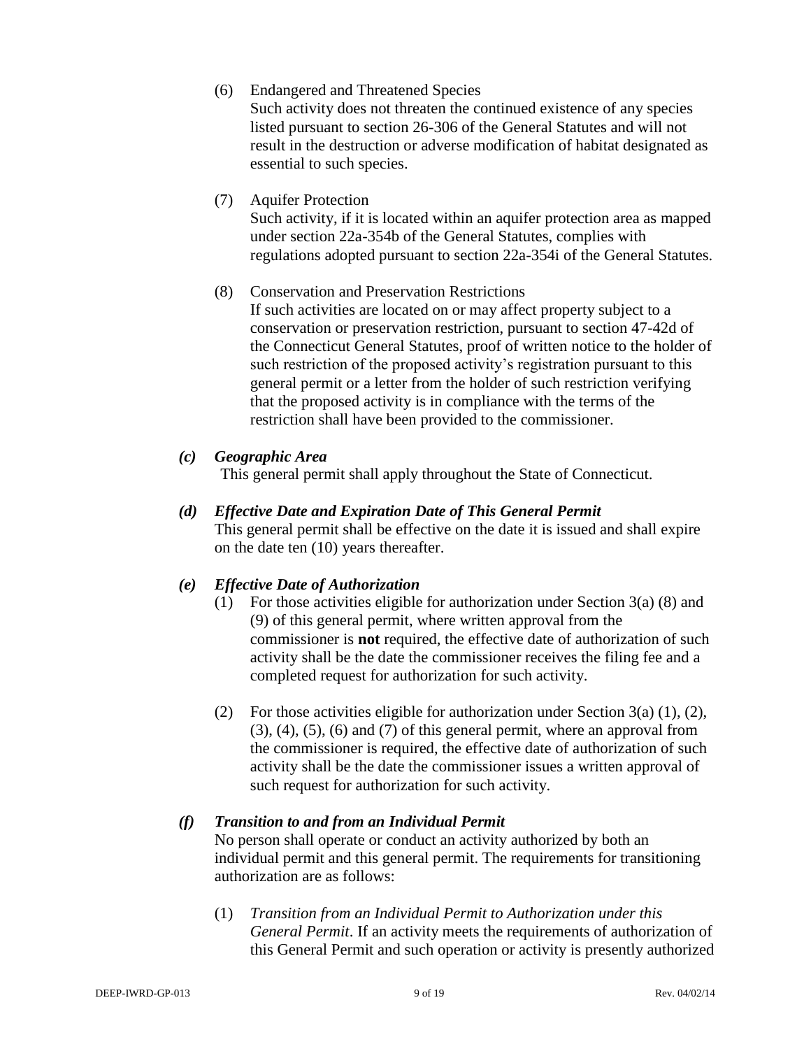(6) Endangered and Threatened Species
Such activity does not threaten the continued existence of any species listed pursuant to section 26-306 of the General Statutes and will not result in the destruction or adverse modification of habitat designated as essential to such species.

(7) Aquifer Protection
Such activity, if it is located within an aquifer protection area as mapped under section 22a-354b of the General Statutes, complies with regulations adopted pursuant to section 22a-354i of the General Statutes.

(8) Conservation and Preservation Restrictions
If such activities are located on or may affect property subject to a conservation or preservation restriction, pursuant to section 47-42d of the Connecticut General Statutes, proof of written notice to the holder of such restriction of the proposed activity's registration pursuant to this general permit or a letter from the holder of such restriction verifying that the proposed activity is in compliance with the terms of the restriction shall have been provided to the commissioner.

***(c) Geographic Area***

This general permit shall apply throughout the State of Connecticut.

***(d) Effective Date and Expiration Date of This General Permit***

This general permit shall be effective on the date it is issued and shall expire on the date ten (10) years thereafter.

***(e) Effective Date of Authorization***

(1) For those activities eligible for authorization under Section 3(a) (8) and (9) of this general permit, where written approval from the commissioner is **not** required, the effective date of authorization of such activity shall be the date the commissioner receives the filing fee and a completed request for authorization for such activity.

(2) For those activities eligible for authorization under Section 3(a) (1), (2), (3), (4), (5), (6) and (7) of this general permit, where an approval from the commissioner is required, the effective date of authorization of such activity shall be the date the commissioner issues a written approval of such request for authorization for such activity.

***(f) Transition to and from an Individual Permit***

No person shall operate or conduct an activity authorized by both an individual permit and this general permit. The requirements for transitioning authorization are as follows:

(1) *Transition from an Individual Permit to Authorization under this General Permit*. If an activity meets the requirements of authorization of this General Permit and such operation or activity is presently authorized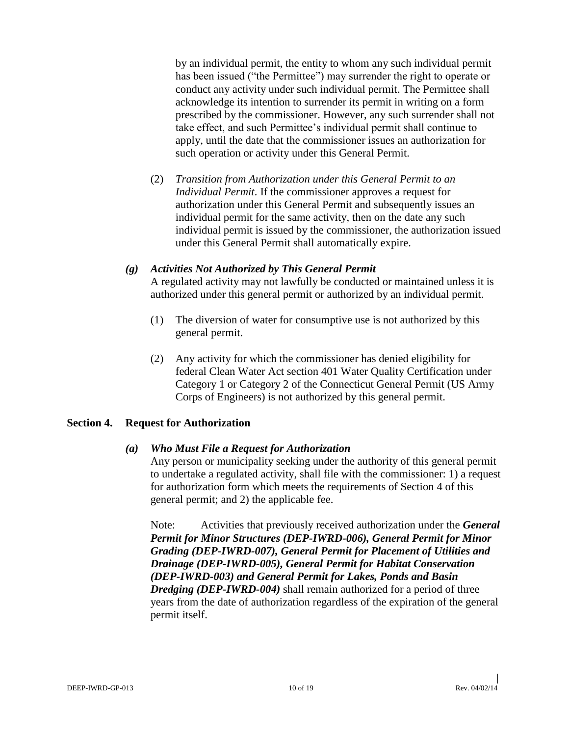by an individual permit, the entity to whom any such individual permit has been issued ("the Permittee") may surrender the right to operate or conduct any activity under such individual permit. The Permittee shall acknowledge its intention to surrender its permit in writing on a form prescribed by the commissioner. However, any such surrender shall not take effect, and such Permittee's individual permit shall continue to apply, until the date that the commissioner issues an authorization for such operation or activity under this General Permit.

(2) *Transition from Authorization under this General Permit to an Individual Permit*. If the commissioner approves a request for authorization under this General Permit and subsequently issues an individual permit for the same activity, then on the date any such individual permit is issued by the commissioner, the authorization issued under this General Permit shall automatically expire.

***(g) Activities Not Authorized by This General Permit***

A regulated activity may not lawfully be conducted or maintained unless it is authorized under this general permit or authorized by an individual permit.

(1) The diversion of water for consumptive use is not authorized by this general permit.

(2) Any activity for which the commissioner has denied eligibility for federal Clean Water Act section 401 Water Quality Certification under Category 1 or Category 2 of the Connecticut General Permit (US Army Corps of Engineers) is not authorized by this general permit.

## Section 4. Request for Authorization

***(a) Who Must File a Request for Authorization***

Any person or municipality seeking under the authority of this general permit to undertake a regulated activity, shall file with the commissioner: 1) a request for authorization form which meets the requirements of Section 4 of this general permit; and 2) the applicable fee.

Note: Activities that previously received authorization under the ***General Permit for Minor Structures (DEP-IWRD-006), General Permit for Minor Grading (DEP-IWRD-007), General Permit for Placement of Utilities and Drainage (DEP-IWRD-005), General Permit for Habitat Conservation (DEP-IWRD-003) and General Permit for Lakes, Ponds and Basin Dredging (DEP-IWRD-004)*** shall remain authorized for a period of three years from the date of authorization regardless of the expiration of the general permit itself.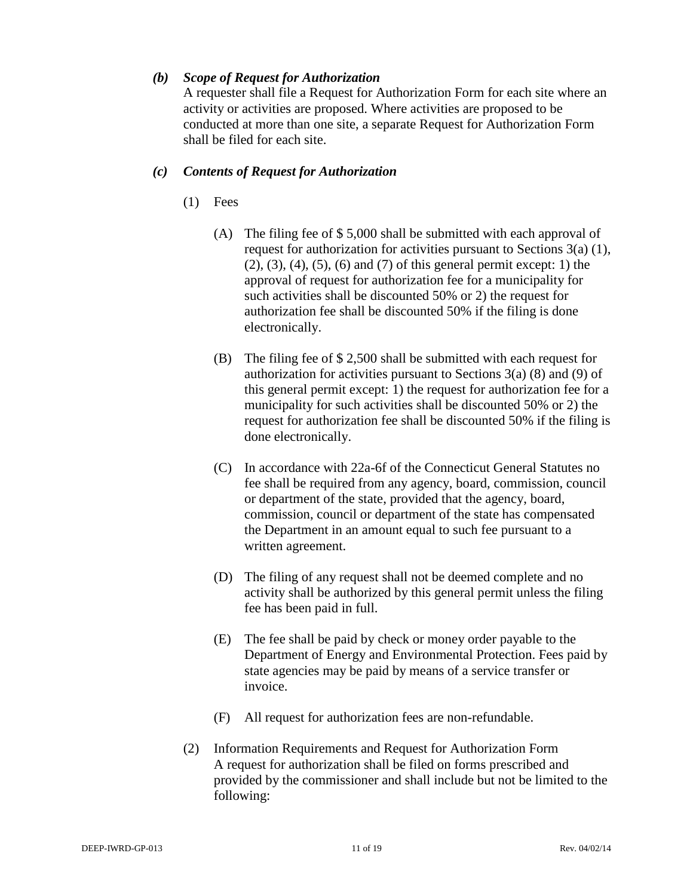***(b) Scope of Request for Authorization***

A requester shall file a Request for Authorization Form for each site where an activity or activities are proposed. Where activities are proposed to be conducted at more than one site, a separate Request for Authorization Form shall be filed for each site.

***(c) Contents of Request for Authorization***

(1) Fees

(A) The filing fee of $ 5,000 shall be submitted with each approval of request for authorization for activities pursuant to Sections 3(a) (1), (2), (3), (4), (5), (6) and (7) of this general permit except: 1) the approval of request for authorization fee for a municipality for such activities shall be discounted 50% or 2) the request for authorization fee shall be discounted 50% if the filing is done electronically.

(B) The filing fee of $ 2,500 shall be submitted with each request for authorization for activities pursuant to Sections 3(a) (8) and (9) of this general permit except: 1) the request for authorization fee for a municipality for such activities shall be discounted 50% or 2) the request for authorization fee shall be discounted 50% if the filing is done electronically.

(C) In accordance with 22a-6f of the Connecticut General Statutes no fee shall be required from any agency, board, commission, council or department of the state, provided that the agency, board, commission, council or department of the state has compensated the Department in an amount equal to such fee pursuant to a written agreement.

(D) The filing of any request shall not be deemed complete and no activity shall be authorized by this general permit unless the filing fee has been paid in full.

(E) The fee shall be paid by check or money order payable to the Department of Energy and Environmental Protection. Fees paid by state agencies may be paid by means of a service transfer or invoice.

(F) All request for authorization fees are non-refundable.

(2) Information Requirements and Request for Authorization Form

A request for authorization shall be filed on forms prescribed and provided by the commissioner and shall include but not be limited to the following: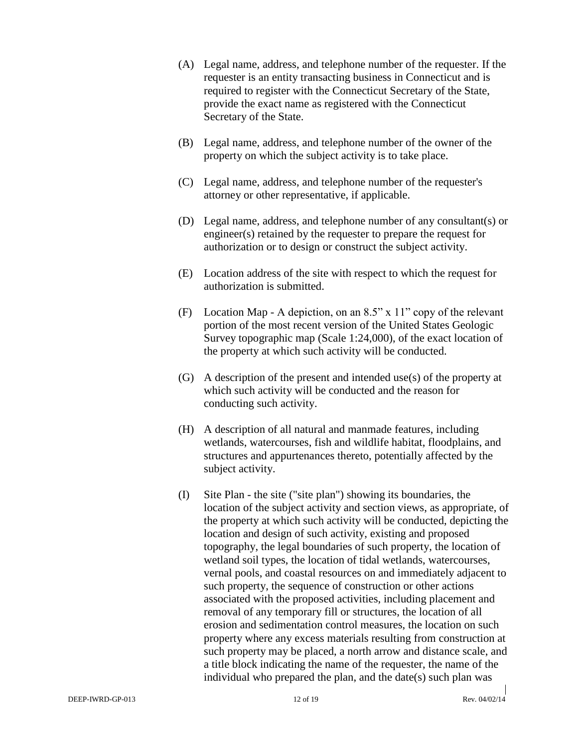(A) Legal name, address, and telephone number of the requester. If the requester is an entity transacting business in Connecticut and is required to register with the Connecticut Secretary of the State, provide the exact name as registered with the Connecticut Secretary of the State.

(B) Legal name, address, and telephone number of the owner of the property on which the subject activity is to take place.

(C) Legal name, address, and telephone number of the requester's attorney or other representative, if applicable.

(D) Legal name, address, and telephone number of any consultant(s) or engineer(s) retained by the requester to prepare the request for authorization or to design or construct the subject activity.

(E) Location address of the site with respect to which the request for authorization is submitted.

(F) Location Map - A depiction, on an 8.5" x 11" copy of the relevant portion of the most recent version of the United States Geologic Survey topographic map (Scale 1:24,000), of the exact location of the property at which such activity will be conducted.

(G) A description of the present and intended use(s) of the property at which such activity will be conducted and the reason for conducting such activity.

(H) A description of all natural and manmade features, including wetlands, watercourses, fish and wildlife habitat, floodplains, and structures and appurtenances thereto, potentially affected by the subject activity.

(I) Site Plan - the site ("site plan") showing its boundaries, the location of the subject activity and section views, as appropriate, of the property at which such activity will be conducted, depicting the location and design of such activity, existing and proposed topography, the legal boundaries of such property, the location of wetland soil types, the location of tidal wetlands, watercourses, vernal pools, and coastal resources on and immediately adjacent to such property, the sequence of construction or other actions associated with the proposed activities, including placement and removal of any temporary fill or structures, the location of all erosion and sedimentation control measures, the location on such property where any excess materials resulting from construction at such property may be placed, a north arrow and distance scale, and a title block indicating the name of the requester, the name of the individual who prepared the plan, and the date(s) such plan was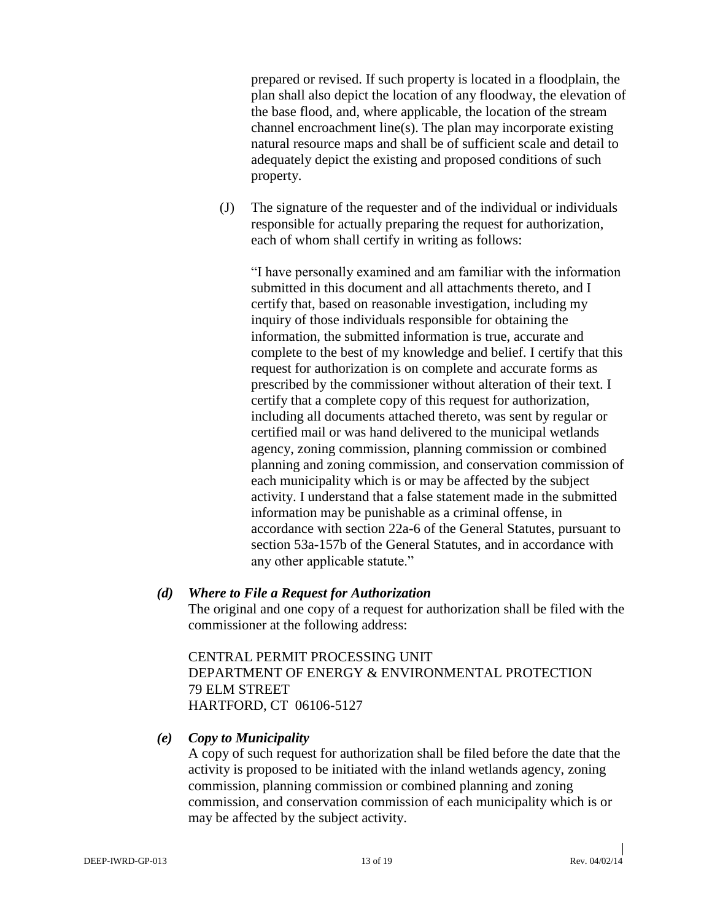prepared or revised. If such property is located in a floodplain, the plan shall also depict the location of any floodway, the elevation of the base flood, and, where applicable, the location of the stream channel encroachment line(s). The plan may incorporate existing natural resource maps and shall be of sufficient scale and detail to adequately depict the existing and proposed conditions of such property.

(J) The signature of the requester and of the individual or individuals responsible for actually preparing the request for authorization, each of whom shall certify in writing as follows:

"I have personally examined and am familiar with the information submitted in this document and all attachments thereto, and I certify that, based on reasonable investigation, including my inquiry of those individuals responsible for obtaining the information, the submitted information is true, accurate and complete to the best of my knowledge and belief. I certify that this request for authorization is on complete and accurate forms as prescribed by the commissioner without alteration of their text. I certify that a complete copy of this request for authorization, including all documents attached thereto, was sent by regular or certified mail or was hand delivered to the municipal wetlands agency, zoning commission, planning commission or combined planning and zoning commission, and conservation commission of each municipality which is or may be affected by the subject activity. I understand that a false statement made in the submitted information may be punishable as a criminal offense, in accordance with section 22a-6 of the General Statutes, pursuant to section 53a-157b of the General Statutes, and in accordance with any other applicable statute."

***(d) Where to File a Request for Authorization***

The original and one copy of a request for authorization shall be filed with the commissioner at the following address:

CENTRAL PERMIT PROCESSING UNIT
DEPARTMENT OF ENERGY & ENVIRONMENTAL PROTECTION
79 ELM STREET
HARTFORD, CT 06106-5127

***(e) Copy to Municipality***

A copy of such request for authorization shall be filed before the date that the activity is proposed to be initiated with the inland wetlands agency, zoning commission, planning commission or combined planning and zoning commission, and conservation commission of each municipality which is or may be affected by the subject activity.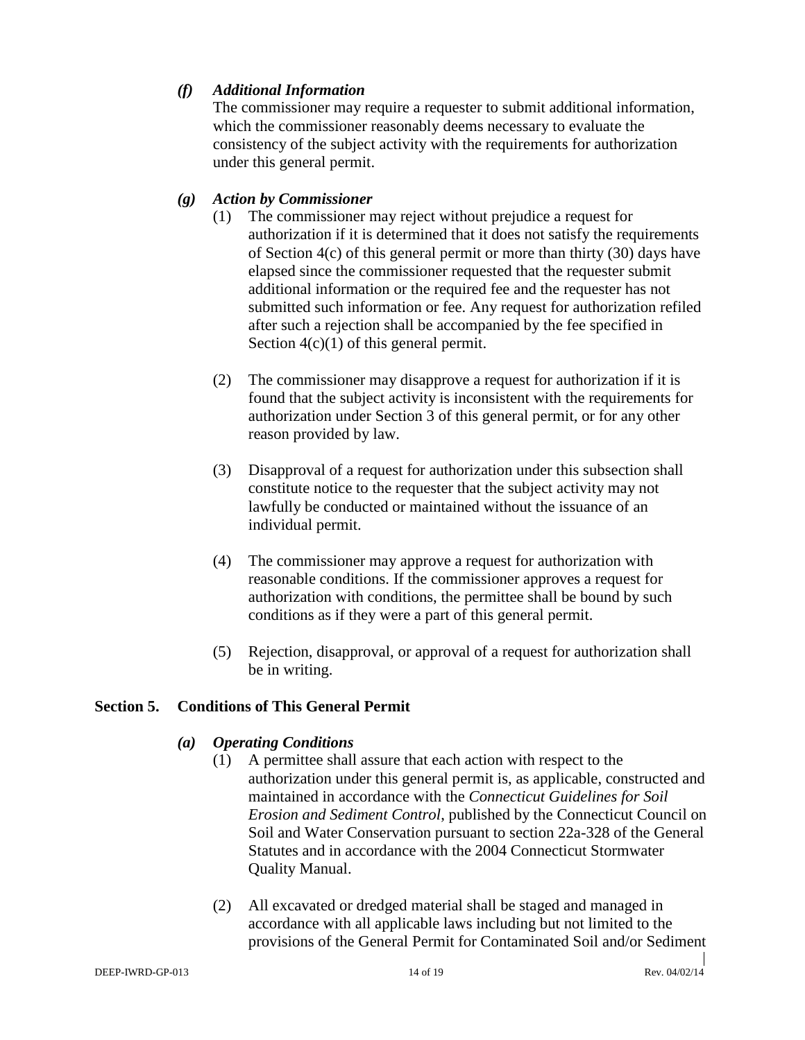### *(f) Additional Information*

The commissioner may require a requester to submit additional information, which the commissioner reasonably deems necessary to evaluate the consistency of the subject activity with the requirements for authorization under this general permit.

### *(g) Action by Commissioner*

(1) The commissioner may reject without prejudice a request for authorization if it is determined that it does not satisfy the requirements of Section 4(c) of this general permit or more than thirty (30) days have elapsed since the commissioner requested that the requester submit additional information or the required fee and the requester has not submitted such information or fee. Any request for authorization refiled after such a rejection shall be accompanied by the fee specified in Section 4(c)(1) of this general permit.

(2) The commissioner may disapprove a request for authorization if it is found that the subject activity is inconsistent with the requirements for authorization under Section 3 of this general permit, or for any other reason provided by law.

(3) Disapproval of a request for authorization under this subsection shall constitute notice to the requester that the subject activity may not lawfully be conducted or maintained without the issuance of an individual permit.

(4) The commissioner may approve a request for authorization with reasonable conditions. If the commissioner approves a request for authorization with conditions, the permittee shall be bound by such conditions as if they were a part of this general permit.

(5) Rejection, disapproval, or approval of a request for authorization shall be in writing.

## Section 5. Conditions of This General Permit

### *(a) Operating Conditions*

(1) A permittee shall assure that each action with respect to the authorization under this general permit is, as applicable, constructed and maintained in accordance with the *Connecticut Guidelines for Soil Erosion and Sediment Control*, published by the Connecticut Council on Soil and Water Conservation pursuant to section 22a-328 of the General Statutes and in accordance with the 2004 Connecticut Stormwater Quality Manual.

(2) All excavated or dredged material shall be staged and managed in accordance with all applicable laws including but not limited to the provisions of the General Permit for Contaminated Soil and/or Sediment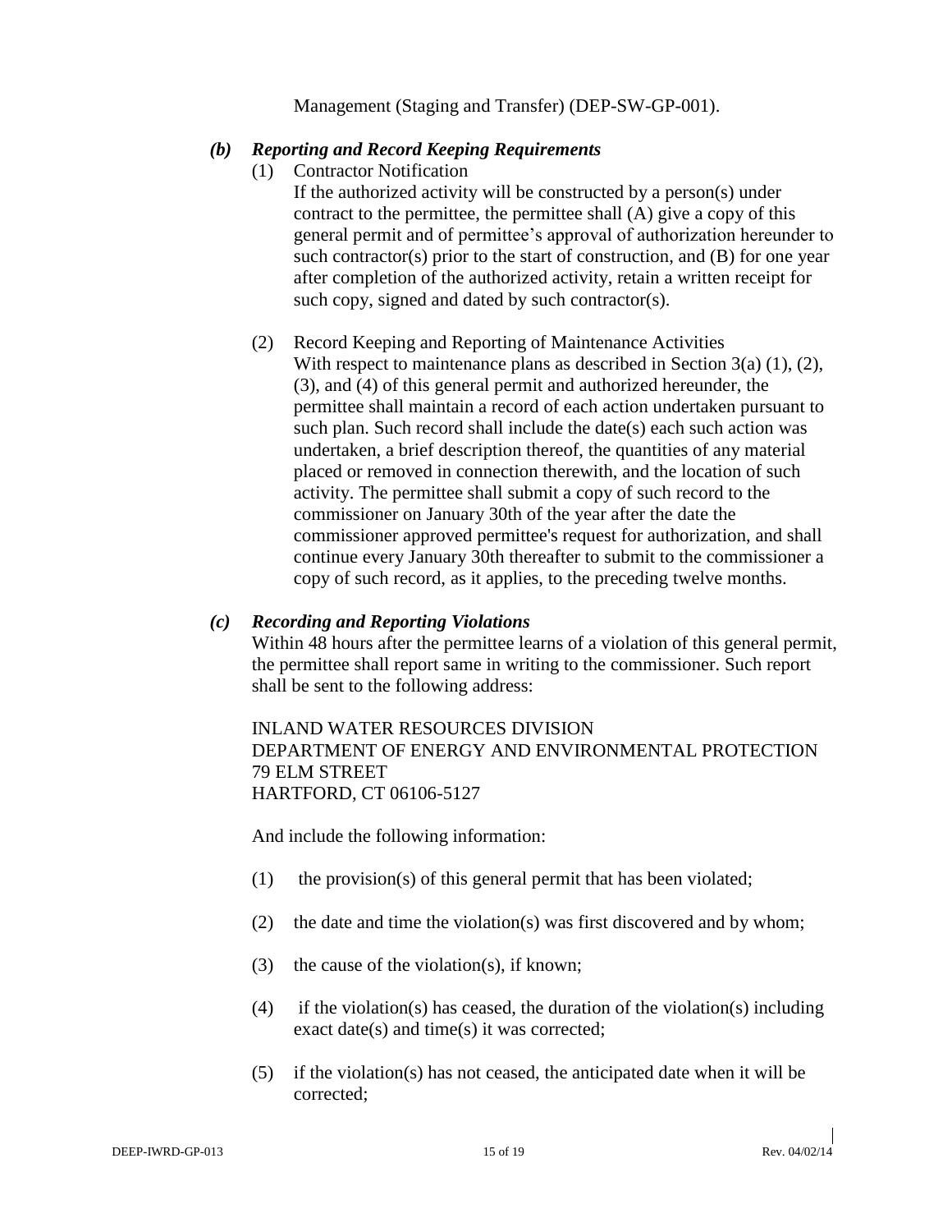Management (Staging and Transfer) (DEP-SW-GP-001).

### *(b) Reporting and Record Keeping Requirements*

(1) Contractor Notification

If the authorized activity will be constructed by a person(s) under contract to the permittee, the permittee shall (A) give a copy of this general permit and of permittee's approval of authorization hereunder to such contractor(s) prior to the start of construction, and (B) for one year after completion of the authorized activity, retain a written receipt for such copy, signed and dated by such contractor(s).

(2) Record Keeping and Reporting of Maintenance Activities

With respect to maintenance plans as described in Section 3(a) (1), (2), (3), and (4) of this general permit and authorized hereunder, the permittee shall maintain a record of each action undertaken pursuant to such plan. Such record shall include the date(s) each such action was undertaken, a brief description thereof, the quantities of any material placed or removed in connection therewith, and the location of such activity. The permittee shall submit a copy of such record to the commissioner on January 30th of the year after the date the commissioner approved permittee's request for authorization, and shall continue every January 30th thereafter to submit to the commissioner a copy of such record, as it applies, to the preceding twelve months.

### *(c) Recording and Reporting Violations*

Within 48 hours after the permittee learns of a violation of this general permit, the permittee shall report same in writing to the commissioner. Such report shall be sent to the following address:

INLAND WATER RESOURCES DIVISION
DEPARTMENT OF ENERGY AND ENVIRONMENTAL PROTECTION
79 ELM STREET
HARTFORD, CT 06106-5127

And include the following information:

(1) the provision(s) of this general permit that has been violated;

(2) the date and time the violation(s) was first discovered and by whom;

(3) the cause of the violation(s), if known;

(4) if the violation(s) has ceased, the duration of the violation(s) including exact date(s) and time(s) it was corrected;

(5) if the violation(s) has not ceased, the anticipated date when it will be corrected;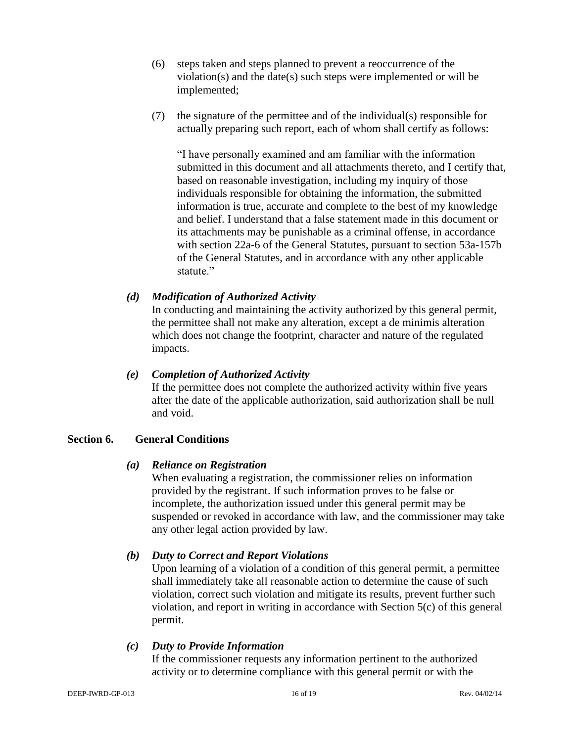(6) steps taken and steps planned to prevent a reoccurrence of the violation(s) and the date(s) such steps were implemented or will be implemented;

(7) the signature of the permittee and of the individual(s) responsible for actually preparing such report, each of whom shall certify as follows:

"I have personally examined and am familiar with the information submitted in this document and all attachments thereto, and I certify that, based on reasonable investigation, including my inquiry of those individuals responsible for obtaining the information, the submitted information is true, accurate and complete to the best of my knowledge and belief. I understand that a false statement made in this document or its attachments may be punishable as a criminal offense, in accordance with section 22a-6 of the General Statutes, pursuant to section 53a-157b of the General Statutes, and in accordance with any other applicable statute."

***(d) Modification of Authorized Activity***

In conducting and maintaining the activity authorized by this general permit, the permittee shall not make any alteration, except a de minimis alteration which does not change the footprint, character and nature of the regulated impacts.

***(e) Completion of Authorized Activity***

If the permittee does not complete the authorized activity within five years after the date of the applicable authorization, said authorization shall be null and void.

## Section 6. General Conditions

***(a) Reliance on Registration***

When evaluating a registration, the commissioner relies on information provided by the registrant. If such information proves to be false or incomplete, the authorization issued under this general permit may be suspended or revoked in accordance with law, and the commissioner may take any other legal action provided by law.

***(b) Duty to Correct and Report Violations***

Upon learning of a violation of a condition of this general permit, a permittee shall immediately take all reasonable action to determine the cause of such violation, correct such violation and mitigate its results, prevent further such violation, and report in writing in accordance with Section 5(c) of this general permit.

***(c) Duty to Provide Information***

If the commissioner requests any information pertinent to the authorized activity or to determine compliance with this general permit or with the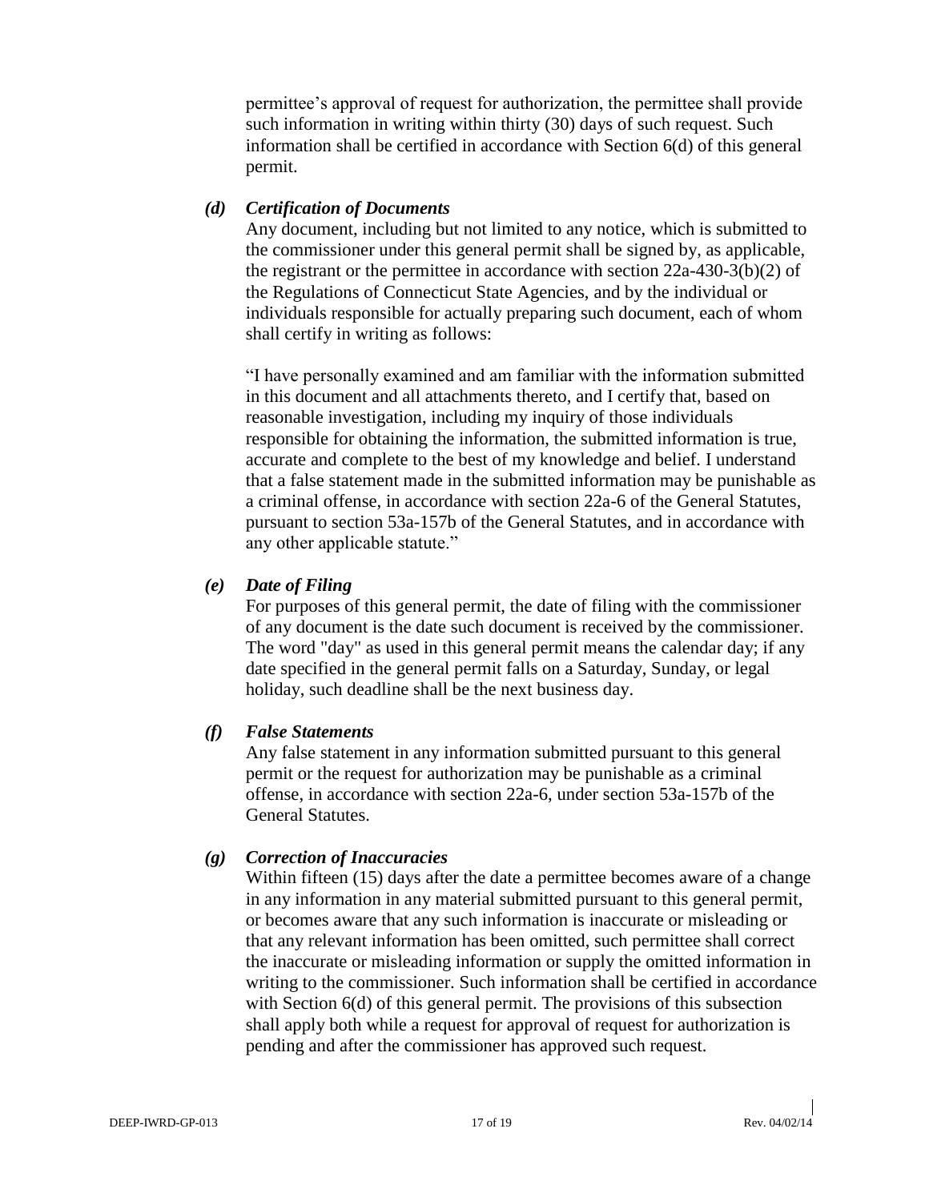permittee's approval of request for authorization, the permittee shall provide such information in writing within thirty (30) days of such request. Such information shall be certified in accordance with Section 6(d) of this general permit.

***(d) Certification of Documents***

Any document, including but not limited to any notice, which is submitted to the commissioner under this general permit shall be signed by, as applicable, the registrant or the permittee in accordance with section 22a-430-3(b)(2) of the Regulations of Connecticut State Agencies, and by the individual or individuals responsible for actually preparing such document, each of whom shall certify in writing as follows:

"I have personally examined and am familiar with the information submitted in this document and all attachments thereto, and I certify that, based on reasonable investigation, including my inquiry of those individuals responsible for obtaining the information, the submitted information is true, accurate and complete to the best of my knowledge and belief. I understand that a false statement made in the submitted information may be punishable as a criminal offense, in accordance with section 22a-6 of the General Statutes, pursuant to section 53a-157b of the General Statutes, and in accordance with any other applicable statute."

***(e) Date of Filing***

For purposes of this general permit, the date of filing with the commissioner of any document is the date such document is received by the commissioner. The word "day" as used in this general permit means the calendar day; if any date specified in the general permit falls on a Saturday, Sunday, or legal holiday, such deadline shall be the next business day.

***(f) False Statements***

Any false statement in any information submitted pursuant to this general permit or the request for authorization may be punishable as a criminal offense, in accordance with section 22a-6, under section 53a-157b of the General Statutes.

***(g) Correction of Inaccuracies***

Within fifteen (15) days after the date a permittee becomes aware of a change in any information in any material submitted pursuant to this general permit, or becomes aware that any such information is inaccurate or misleading or that any relevant information has been omitted, such permittee shall correct the inaccurate or misleading information or supply the omitted information in writing to the commissioner. Such information shall be certified in accordance with Section 6(d) of this general permit. The provisions of this subsection shall apply both while a request for approval of request for authorization is pending and after the commissioner has approved such request.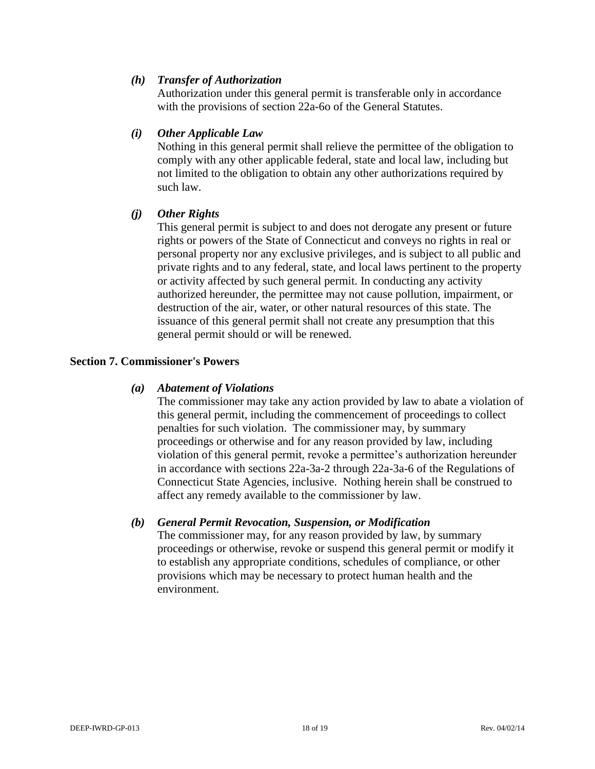***(h) Transfer of Authorization***

Authorization under this general permit is transferable only in accordance with the provisions of section 22a-6o of the General Statutes.

***(i) Other Applicable Law***

Nothing in this general permit shall relieve the permittee of the obligation to comply with any other applicable federal, state and local law, including but not limited to the obligation to obtain any other authorizations required by such law.

***(j) Other Rights***

This general permit is subject to and does not derogate any present or future rights or powers of the State of Connecticut and conveys no rights in real or personal property nor any exclusive privileges, and is subject to all public and private rights and to any federal, state, and local laws pertinent to the property or activity affected by such general permit. In conducting any activity authorized hereunder, the permittee may not cause pollution, impairment, or destruction of the air, water, or other natural resources of this state. The issuance of this general permit shall not create any presumption that this general permit should or will be renewed.

## Section 7. Commissioner's Powers

***(a) Abatement of Violations***

The commissioner may take any action provided by law to abate a violation of this general permit, including the commencement of proceedings to collect penalties for such violation. The commissioner may, by summary proceedings or otherwise and for any reason provided by law, including violation of this general permit, revoke a permittee's authorization hereunder in accordance with sections 22a-3a-2 through 22a-3a-6 of the Regulations of Connecticut State Agencies, inclusive. Nothing herein shall be construed to affect any remedy available to the commissioner by law.

***(b) General Permit Revocation, Suspension, or Modification***

The commissioner may, for any reason provided by law, by summary proceedings or otherwise, revoke or suspend this general permit or modify it to establish any appropriate conditions, schedules of compliance, or other provisions which may be necessary to protect human health and the environment.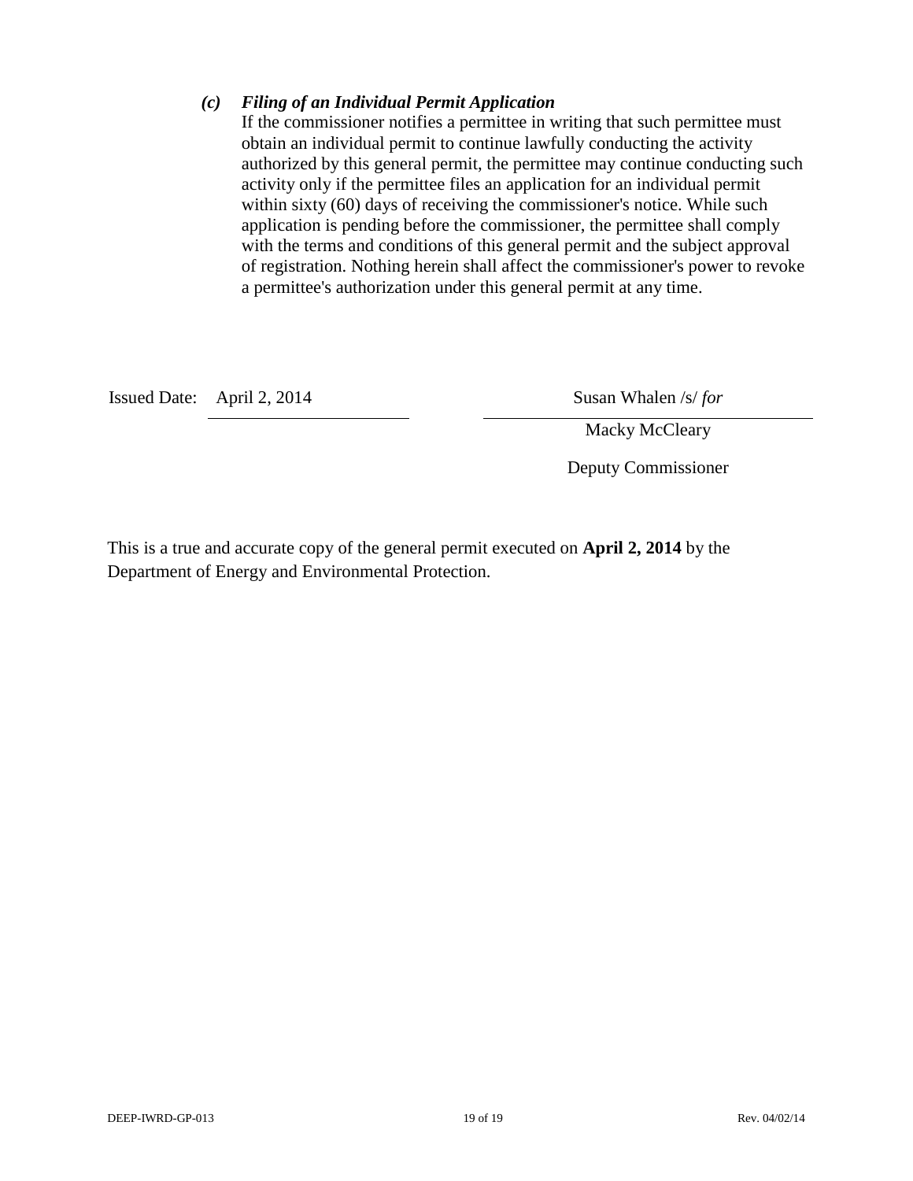***(c) Filing of an Individual Permit Application***

If the commissioner notifies a permittee in writing that such permittee must obtain an individual permit to continue lawfully conducting the activity authorized by this general permit, the permittee may continue conducting such activity only if the permittee files an application for an individual permit within sixty (60) days of receiving the commissioner's notice. While such application is pending before the commissioner, the permittee shall comply with the terms and conditions of this general permit and the subject approval of registration. Nothing herein shall affect the commissioner's power to revoke a permittee's authorization under this general permit at any time.

Issued Date: April 2, 2014

Susan Whalen /s/ *for*

Macky McCleary

Deputy Commissioner

This is a true and accurate copy of the general permit executed on **April 2, 2014** by the Department of Energy and Environmental Protection.